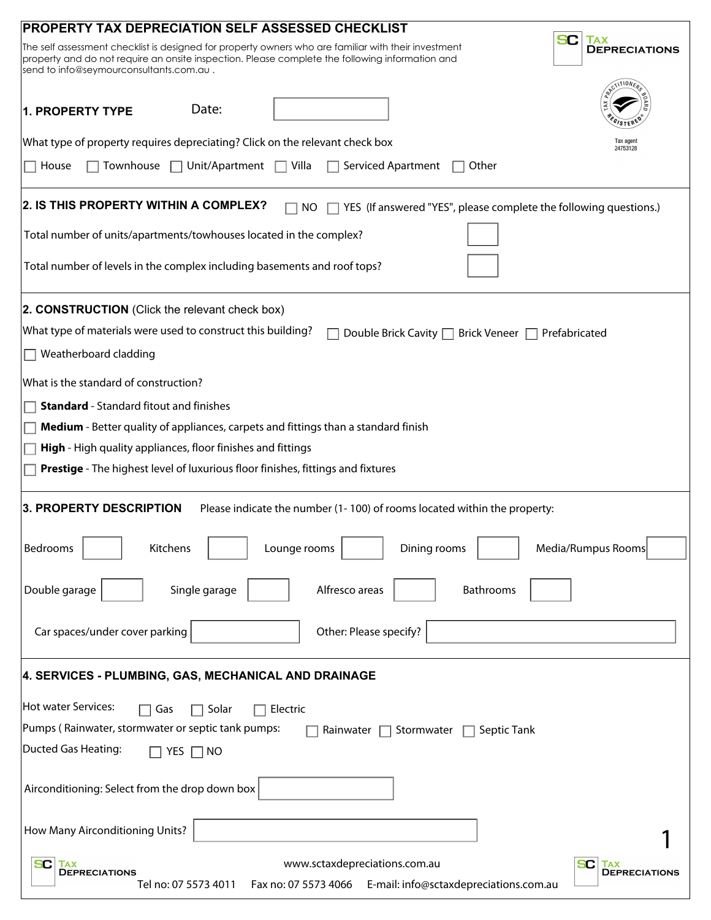# PROPERTY TAX DEPRECIATION SELF ASSESSED CHECKLIST

The self assessment checklist is designed for property owners who are familiar with their investment property and do not require an onsite inspection. Please complete the following information and send to info@seymourconsultants.com.au .

SC TAX DEPRECIATIONS

Tax Practitioners Board Registered
Tax agent 24753128

## 1. PROPERTY TYPE

Date: ☐

What type of property requires depreciating? Click on the relevant check box

☐ House ☐ Townhouse ☐ Unit/Apartment ☐ Villa ☐ Serviced Apartment ☐ Other

## 2. IS THIS PROPERTY WITHIN A COMPLEX?

☐ NO ☐ YES (If answered "YES", please complete the following questions.)

Total number of units/apartments/towhouses located in the complex? ☐

Total number of levels in the complex including basements and roof tops? ☐

## 2. CONSTRUCTION (Click the relevant check box)

What type of materials were used to construct this building? ☐ Double Brick Cavity ☐ Brick Veneer ☐ Prefabricated

☐ Weatherboard cladding

What is the standard of construction?

☐ **Standard** - Standard fitout and finishes

☐ **Medium** - Better quality of appliances, carpets and fittings than a standard finish

☐ **High** - High quality appliances, floor finishes and fittings

☐ **Prestige** - The highest level of luxurious floor finishes, fittings and fixtures

## 3. PROPERTY DESCRIPTION

Please indicate the number (1- 100) of rooms located within the property:

Bedrooms ☐ Kitchens ☐ Lounge rooms ☐ Dining rooms ☐ Media/Rumpus Rooms ☐

Double garage ☐ Single garage ☐ Alfresco areas ☐ Bathrooms ☐

Car spaces/under cover parking ☐ Other: Please specify? ☐

## 4. SERVICES - PLUMBING, GAS, MECHANICAL AND DRAINAGE

Hot water Services: ☐ Gas ☐ Solar ☐ Electric

Pumps ( Rainwater, stormwater or septic tank pumps: ☐ Rainwater ☐ Stormwater ☐ Septic Tank

Ducted Gas Heating: ☐ YES ☐ NO

Airconditioning: Select from the drop down box ☐

How Many Airconditioning Units? ☐

www.sctaxdepreciations.com.au

Tel no: 07 5573 4011 Fax no: 07 5573 4066 E-mail: info@sctaxdepreciations.com.au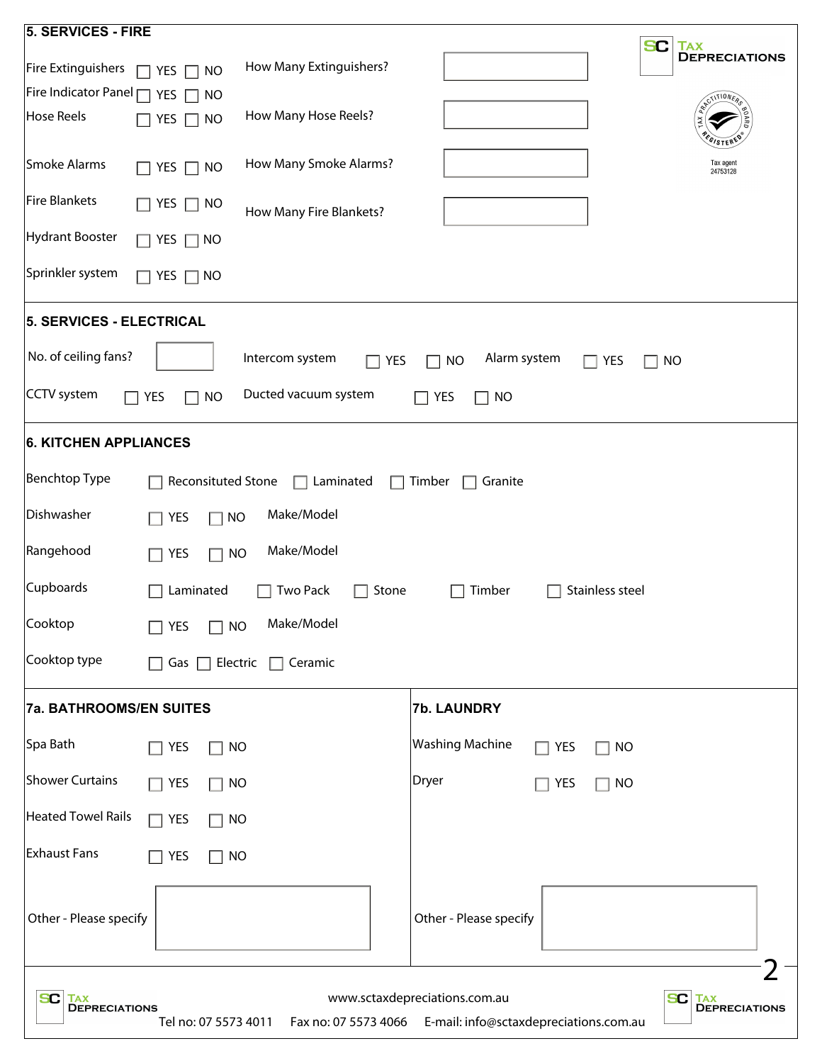## 5. SERVICES - FIRE

Fire Extinguishers ☐ YES ☐ NO    How Many Extinguishers? ________

Fire Indicator Panel ☐ YES ☐ NO

Hose Reels ☐ YES ☐ NO    How Many Hose Reels? ________

Smoke Alarms ☐ YES ☐ NO    How Many Smoke Alarms? ________

Fire Blankets ☐ YES ☐ NO    How Many Fire Blankets? ________

Hydrant Booster ☐ YES ☐ NO

Sprinkler system ☐ YES ☐ NO

SC Tax Depreciations

Tax Practitioners Board Registered

Tax agent 24753128

## 5. SERVICES - ELECTRICAL

No. of ceiling fans? ________    Intercom system ☐ YES ☐ NO    Alarm system ☐ YES ☐ NO

CCTV system ☐ YES ☐ NO    Ducted vacuum system ☐ YES ☐ NO

## 6. KITCHEN APPLIANCES

Benchtop Type ☐ Reconsituted Stone ☐ Laminated ☐ Timber ☐ Granite

Dishwasher ☐ YES ☐ NO    Make/Model

Rangehood ☐ YES ☐ NO    Make/Model

Cupboards ☐ Laminated ☐ Two Pack ☐ Stone ☐ Timber ☐ Stainless steel

Cooktop ☐ YES ☐ NO    Make/Model

Cooktop type ☐ Gas ☐ Electric ☐ Ceramic

## 7a. BATHROOMS/EN SUITES

Spa Bath ☐ YES ☐ NO

Shower Curtains ☐ YES ☐ NO

Heated Towel Rails ☐ YES ☐ NO

Exhaust Fans ☐ YES ☐ NO

Other - Please specify ________

## 7b. LAUNDRY

Washing Machine ☐ YES ☐ NO

Dryer ☐ YES ☐ NO

Other - Please specify ________

SC Tax Depreciations

www.sctaxdepreciations.com.au

Tel no: 07 5573 4011    Fax no: 07 5573 4066    E-mail: info@sctaxdepreciations.com.au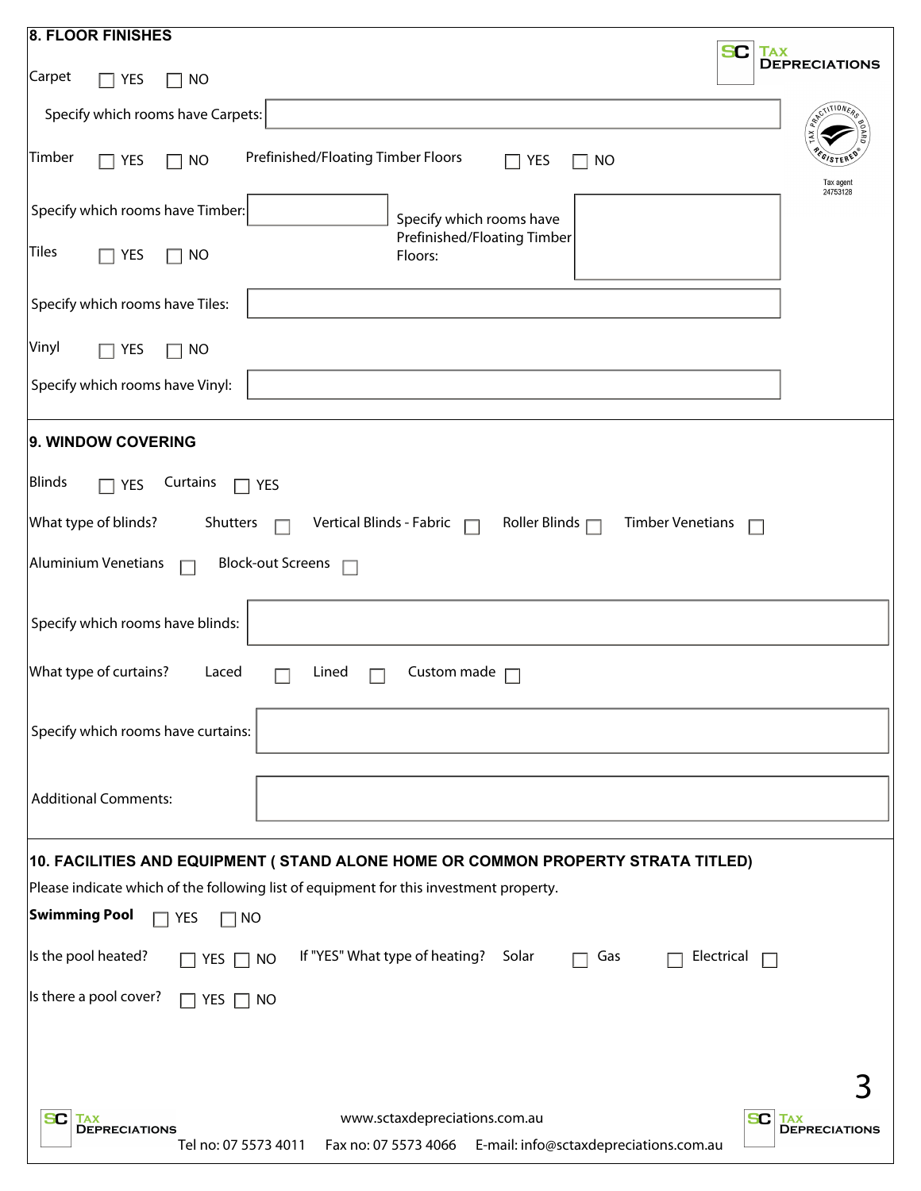## 8. FLOOR FINISHES

Carpet ☐ YES ☐ NO

Specify which rooms have Carpets: \_\_\_\_\_\_\_\_\_\_

Timber ☐ YES ☐ NO    Prefinished/Floating Timber Floors ☐ YES ☐ NO

Specify which rooms have Timber: \_\_\_\_\_\_\_\_\_\_

Specify which rooms have Prefinished/Floating Timber Floors: \_\_\_\_\_\_\_\_\_\_

Tiles ☐ YES ☐ NO

Specify which rooms have Tiles: \_\_\_\_\_\_\_\_\_\_

Vinyl ☐ YES ☐ NO

Specify which rooms have Vinyl: \_\_\_\_\_\_\_\_\_\_

## 9. WINDOW COVERING

Blinds ☐ YES    Curtains ☐ YES

What type of blinds?    Shutters ☐    Vertical Blinds - Fabric ☐    Roller Blinds ☐    Timber Venetians ☐

Aluminium Venetians ☐    Block-out Screens ☐

Specify which rooms have blinds: \_\_\_\_\_\_\_\_\_\_

What type of curtains?    Laced ☐    Lined ☐    Custom made ☐

Specify which rooms have curtains: \_\_\_\_\_\_\_\_\_\_

Additional Comments: \_\_\_\_\_\_\_\_\_\_

## 10. FACILITIES AND EQUIPMENT ( STAND ALONE HOME OR COMMON PROPERTY STRATA TITLED)

Please indicate which of the following list of equipment for this investment property.

**Swimming Pool** ☐ YES ☐ NO

Is the pool heated? ☐ YES ☐ NO    If "YES" What type of heating?    Solar ☐    Gas ☐    Electrical ☐

Is there a pool cover? ☐ YES ☐ NO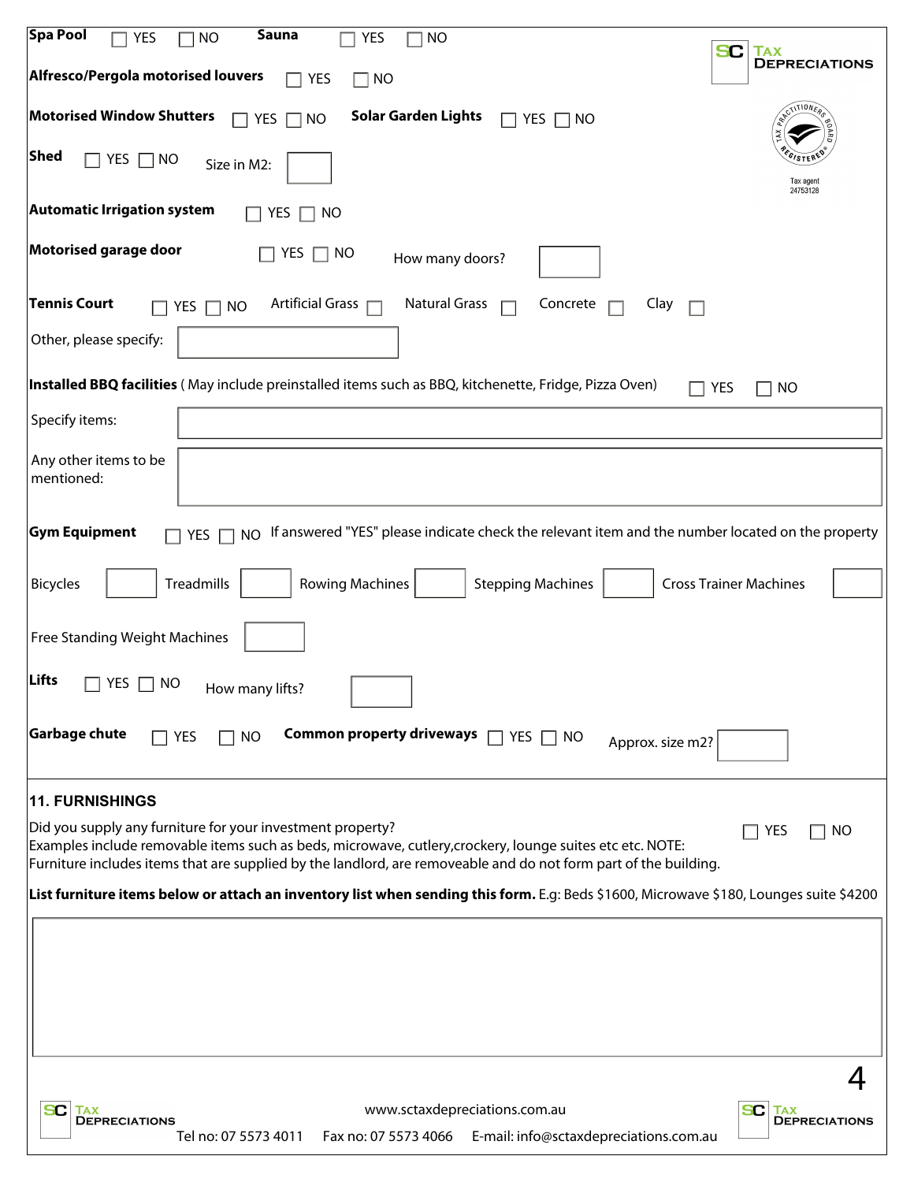**Spa Pool** ☐ YES ☐ NO **Sauna** ☐ YES ☐ NO

**Alfresco/Pergola motorised louvers** ☐ YES ☐ NO

**Motorised Window Shutters** ☐ YES ☐ NO **Solar Garden Lights** ☐ YES ☐ NO

**Shed** ☐ YES ☐ NO Size in M2: ______

**Automatic Irrigation system** ☐ YES ☐ NO

**Motorised garage door** ☐ YES ☐ NO How many doors? ______

**Tennis Court** ☐ YES ☐ NO Artificial Grass ☐ Natural Grass ☐ Concrete ☐ Clay ☐

Other, please specify: ______

**Installed BBQ facilities** ( May include preinstalled items such as BBQ, kitchenette, Fridge, Pizza Oven) ☐ YES ☐ NO

Specify items: ______

Any other items to be mentioned: ______

**Gym Equipment** ☐ YES ☐ NO If answered "YES" please indicate check the relevant item and the number located on the property

Bicycles ______ Treadmills ______ Rowing Machines ______ Stepping Machines ______ Cross Trainer Machines ______

Free Standing Weight Machines ______

**Lifts** ☐ YES ☐ NO How many lifts? ______

**Garbage chute** ☐ YES ☐ NO **Common property driveways** ☐ YES ☐ NO Approx. size m2? ______

## 11. FURNISHINGS

Did you supply any furniture for your investment property? ☐ YES ☐ NO

Examples include removable items such as beds, microwave, cutlery,crockery, lounge suites etc etc. NOTE:
Furniture includes items that are supplied by the landlord, are removeable and do not form part of the building.

**List furniture items below or attach an inventory list when sending this form.** E.g: Beds $1600, Microwave $180, Lounges suite $4200

______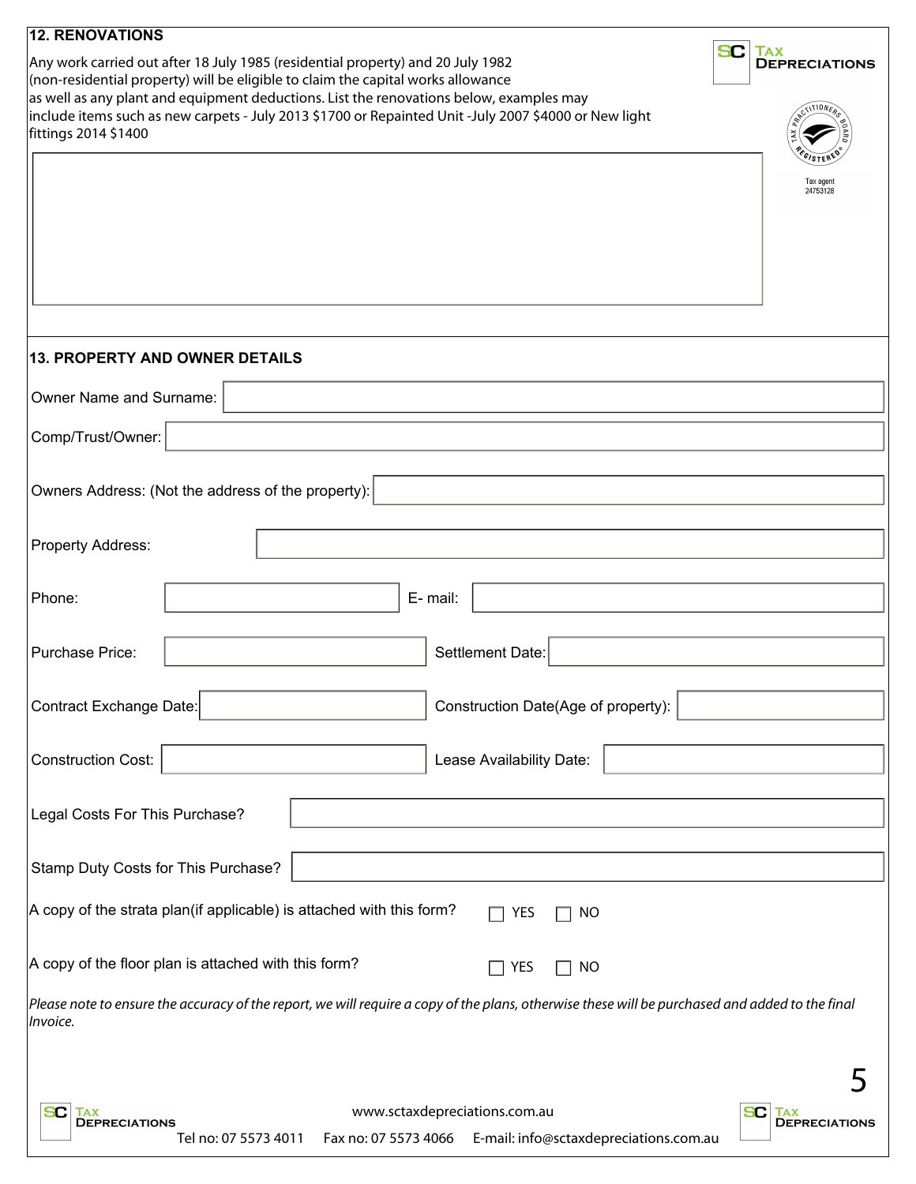## 12. RENOVATIONS

Any work carried out after 18 July 1985 (residential property) and 20 July 1982 (non-residential property) will be eligible to claim the capital works allowance as well as any plant and equipment deductions. List the renovations below, examples may include items such as new carpets - July 2013 $1700 or Repainted Unit -July 2007 $4000 or New light fittings 2014 $1400

Tax agent 24753128

## 13. PROPERTY AND OWNER DETAILS

Owner Name and Surname:

Comp/Trust/Owner:

Owners Address: (Not the address of the property):

Property Address:

Phone: E- mail:

Purchase Price: Settlement Date:

Contract Exchange Date: Construction Date(Age of property):

Construction Cost: Lease Availability Date:

Legal Costs For This Purchase?

Stamp Duty Costs for This Purchase?

A copy of the strata plan(if applicable) is attached with this form? ☐ YES ☐ NO

A copy of the floor plan is attached with this form? ☐ YES ☐ NO

*Please note to ensure the accuracy of the report, we will require a copy of the plans, otherwise these will be purchased and added to the final Invoice.*

www.sctaxdepreciations.com.au

Tel no: 07 5573 4011 Fax no: 07 5573 4066 E-mail: info@sctaxdepreciations.com.au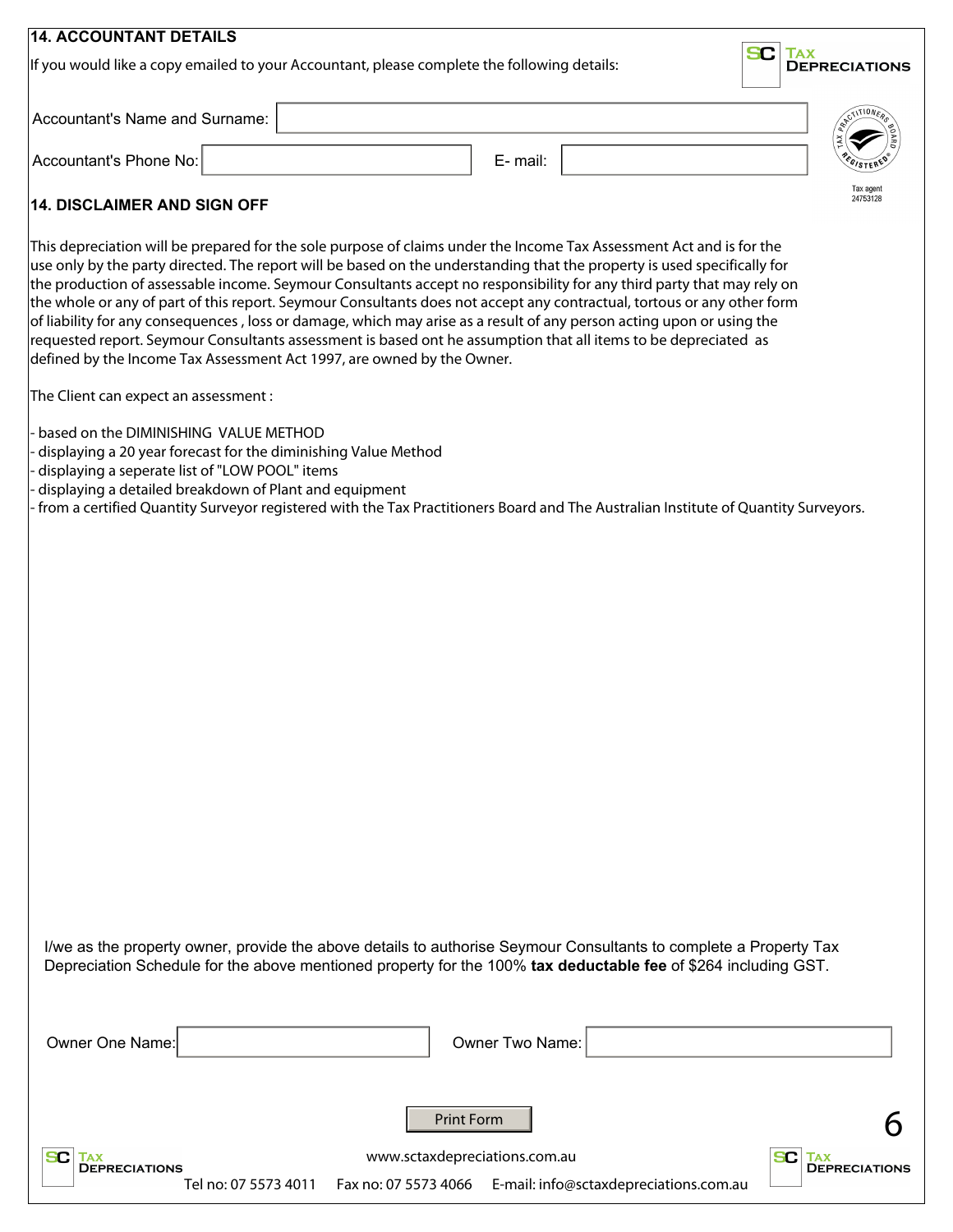## 14. ACCOUNTANT DETAILS

If you would like a copy emailed to your Accountant, please complete the following details:

SC Tax Depreciations

Accountant's Name and Surname:

Accountant's Phone No: E- mail:

Tax agent 24753128

## 14. DISCLAIMER AND SIGN OFF

This depreciation will be prepared for the sole purpose of claims under the Income Tax Assessment Act and is for the use only by the party directed. The report will be based on the understanding that the property is used specifically for the production of assessable income. Seymour Consultants accept no responsibility for any third party that may rely on the whole or any of part of this report. Seymour Consultants does not accept any contractual, tortous or any other form of liability for any consequences , loss or damage, which may arise as a result of any person acting upon or using the requested report. Seymour Consultants assessment is based ont he assumption that all items to be depreciated as defined by the Income Tax Assessment Act 1997, are owned by the Owner.

The Client can expect an assessment :

- based on the DIMINISHING VALUE METHOD
- displaying a 20 year forecast for the diminishing Value Method
- displaying a seperate list of "LOW POOL" items
- displaying a detailed breakdown of Plant and equipment
- from a certified Quantity Surveyor registered with the Tax Practitioners Board and The Australian Institute of Quantity Surveyors.

I/we as the property owner, provide the above details to authorise Seymour Consultants to complete a Property Tax Depreciation Schedule for the above mentioned property for the 100% **tax deductable fee** of $264 including GST.

Owner One Name: Owner Two Name:

Print Form

www.sctaxdepreciations.com.au

Tel no: 07 5573 4011 Fax no: 07 5573 4066 E-mail: info@sctaxdepreciations.com.au